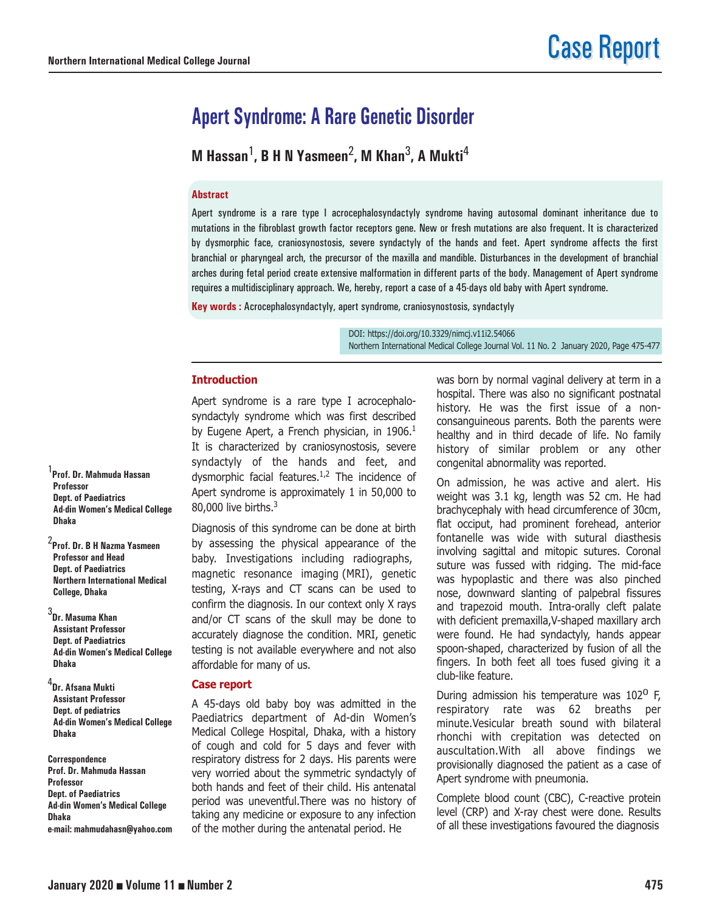Case Report

# Apert Syndrome: A Rare Genetic Disorder

**M Hassan[1], B H N Yasmeen[2], M Khan[3], A Mukti[4]**

### Abstract

Apert syndrome is a rare type I acrocephalosyndactyly syndrome having autosomal dominant inheritance due to mutations in the fibroblast growth factor receptors gene. New or fresh mutations are also frequent. It is characterized by dysmorphic face, craniosynostosis, severe syndactyly of the hands and feet. Apert syndrome affects the first branchial or pharyngeal arch, the precursor of the maxilla and mandible. Disturbances in the development of branchial arches during fetal period create extensive malformation in different parts of the body. Management of Apert syndrome requires a multidisciplinary approach. We, hereby, report a case of a 45-days old baby with Apert syndrome.

**Key words :** Acrocephalosyndactyly, apert syndrome, craniosynostosis, syndactyly

DOI: https://doi.org/10.3329/nimcj.v11i2.54066
Northern International Medical College Journal Vol. 11 No. 2 January 2020, Page 475-477

[1]**Prof. Dr. Mahmuda Hassan**
**Professor**
**Dept. of Paediatrics**
**Ad-din Women's Medical College**
**Dhaka**

[2]**Prof. Dr. B H Nazma Yasmeen**
**Professor and Head**
**Dept. of Paediatrics**
**Northern International Medical College, Dhaka**

[3]**Dr. Masuma Khan**
**Assistant Professor**
**Dept. of Paediatrics**
**Ad-din Women's Medical College**
**Dhaka**

[4]**Dr. Afsana Mukti**
**Assistant Professor**
**Dept. of pediatrics**
**Ad-din Women's Medical College**
**Dhaka**

**Correspondence**
**Prof. Dr. Mahmuda Hassan**
**Professor**
**Dept. of Paediatrics**
**Ad-din Women's Medical College**
**Dhaka**
**e-mail: mahmudahasn@yahoo.com**

## Introduction

Apert syndrome is a rare type I acrocephalosyndactyly syndrome which was first described by Eugene Apert, a French physician, in 1906.[1] It is characterized by craniosynostosis, severe syndactyly of the hands and feet, and dysmorphic facial features.[1,2] The incidence of Apert syndrome is approximately 1 in 50,000 to 80,000 live births.[3]

Diagnosis of this syndrome can be done at birth by assessing the physical appearance of the baby. Investigations including radiographs, magnetic resonance imaging (MRI), genetic testing, X-rays and CT scans can be used to confirm the diagnosis. In our context only X rays and/or CT scans of the skull may be done to accurately diagnose the condition. MRI, genetic testing is not available everywhere and not also affordable for many of us.

## Case report

A 45-days old baby boy was admitted in the Paediatrics department of Ad-din Women's Medical College Hospital, Dhaka, with a history of cough and cold for 5 days and fever with respiratory distress for 2 days. His parents were very worried about the symmetric syndactyly of both hands and feet of their child. His antenatal period was uneventful.There was no history of taking any medicine or exposure to any infection of the mother during the antenatal period. He was born by normal vaginal delivery at term in a hospital. There was also no significant postnatal history. He was the first issue of a non-consanguineous parents. Both the parents were healthy and in third decade of life. No family history of similar problem or any other congenital abnormality was reported.

On admission, he was active and alert. His weight was 3.1 kg, length was 52 cm. He had brachycephaly with head circumference of 30cm, flat occiput, had prominent forehead, anterior fontanelle was wide with sutural diasthesis involving sagittal and mitopic sutures. Coronal suture was fussed with ridging. The mid-face was hypoplastic and there was also pinched nose, downward slanting of palpebral fissures and trapezoid mouth. Intra-orally cleft palate with deficient premaxilla,V-shaped maxillary arch were found. He had syndactyly, hands appear spoon-shaped, characterized by fusion of all the fingers. In both feet all toes fused giving it a club-like feature.

During admission his temperature was 102$^{O}$ F, respiratory rate was 62 breaths per minute.Vesicular breath sound with bilateral rhonchi with crepitation was detected on auscultation.With all above findings we provisionally diagnosed the patient as a case of Apert syndrome with pneumonia.

Complete blood count (CBC), C-reactive protein level (CRP) and X-ray chest were done. Results of all these investigations favoured the diagnosis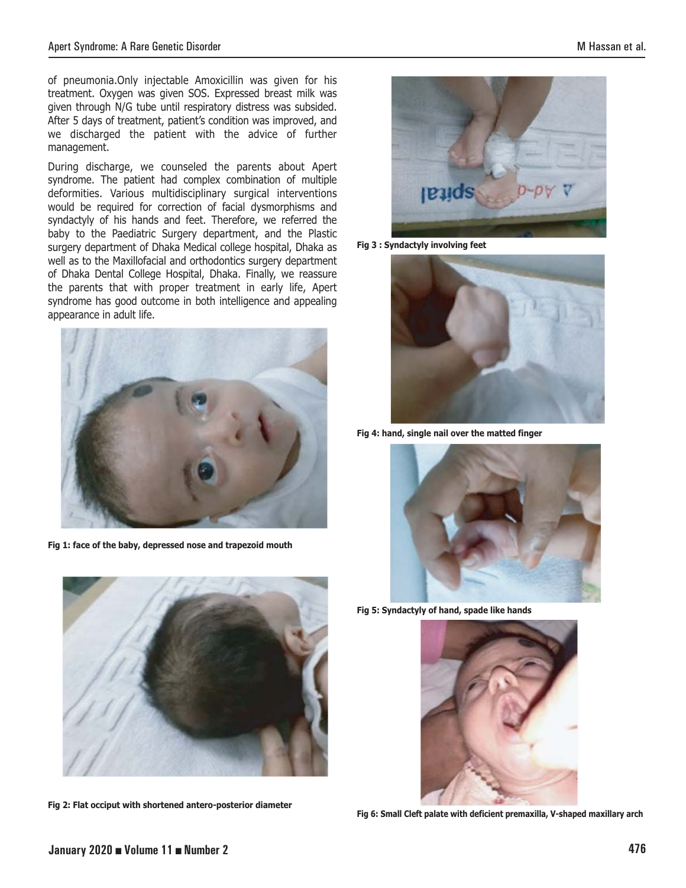of pneumonia.Only injectable Amoxicillin was given for his treatment. Oxygen was given SOS. Expressed breast milk was given through N/G tube until respiratory distress was subsided. After 5 days of treatment, patient's condition was improved, and we discharged the patient with the advice of further management.

During discharge, we counseled the parents about Apert syndrome. The patient had complex combination of multiple deformities. Various multidisciplinary surgical interventions would be required for correction of facial dysmorphisms and syndactyly of his hands and feet. Therefore, we referred the baby to the Paediatric Surgery department, and the Plastic surgery department of Dhaka Medical college hospital, Dhaka as well as to the Maxillofacial and orthodontics surgery department of Dhaka Dental College Hospital, Dhaka. Finally, we reassure the parents that with proper treatment in early life, Apert syndrome has good outcome in both intelligence and appealing appearance in adult life.

**Fig 1: face of the baby, depressed nose and trapezoid mouth**

**Fig 2: Flat occiput with shortened antero-posterior diameter**

**Fig 3 : Syndactyly involving feet**

**Fig 4: hand, single nail over the matted finger**

**Fig 5: Syndactyly of hand, spade like hands**

**Fig 6: Small Cleft palate with deficient premaxilla, V-shaped maxillary arch**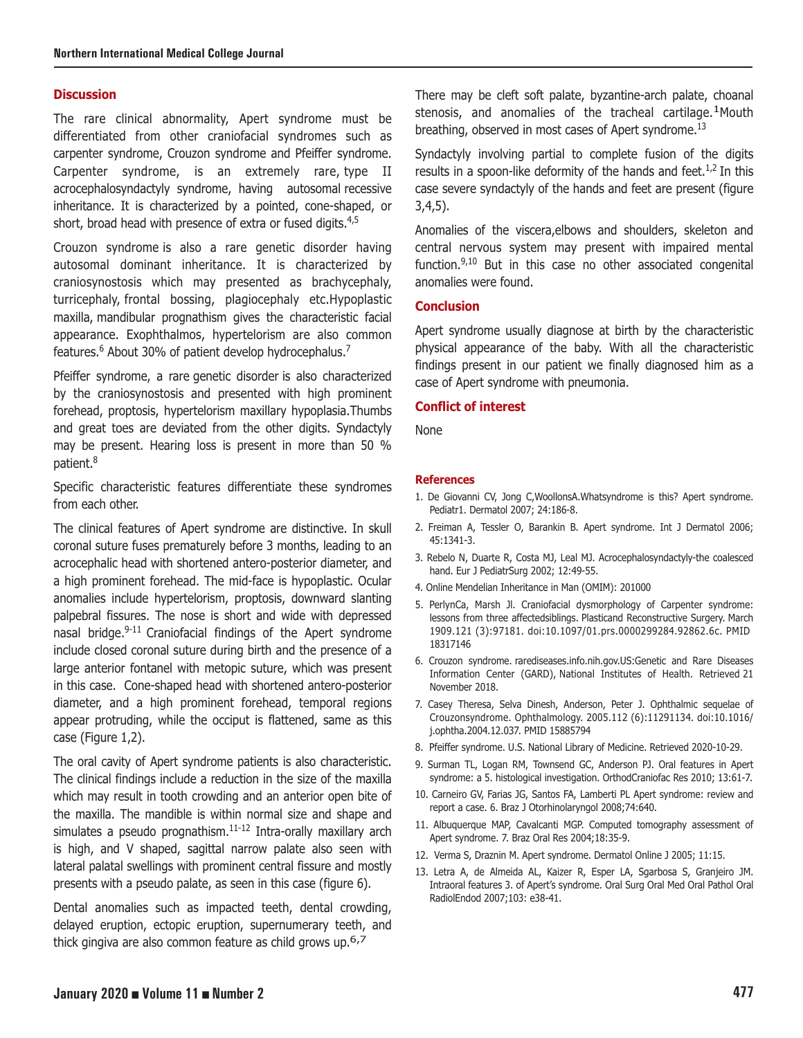## Discussion

The rare clinical abnormality, Apert syndrome must be differentiated from other craniofacial syndromes such as carpenter syndrome, Crouzon syndrome and Pfeiffer syndrome. Carpenter syndrome, is an extremely rare, type II acrocephalosyndactyly syndrome, having autosomal recessive inheritance. It is characterized by a pointed, cone-shaped, or short, broad head with presence of extra or fused digits.[4,5]

Crouzon syndrome is also a rare genetic disorder having autosomal dominant inheritance. It is characterized by craniosynostosis which may presented as brachycephaly, turricephaly, frontal bossing, plagiocephaly etc.Hypoplastic maxilla, mandibular prognathism gives the characteristic facial appearance. Exophthalmos, hypertelorism are also common features.[6] About 30% of patient develop hydrocephalus.[7]

Pfeiffer syndrome, a rare genetic disorder is also characterized by the craniosynostosis and presented with high prominent forehead, proptosis, hypertelorism maxillary hypoplasia.Thumbs and great toes are deviated from the other digits. Syndactyly may be present. Hearing loss is present in more than 50 % patient.[8]

Specific characteristic features differentiate these syndromes from each other.

The clinical features of Apert syndrome are distinctive. In skull coronal suture fuses prematurely before 3 months, leading to an acrocephalic head with shortened antero-posterior diameter, and a high prominent forehead. The mid-face is hypoplastic. Ocular anomalies include hypertelorism, proptosis, downward slanting palpebral fissures. The nose is short and wide with depressed nasal bridge.[9-11] Craniofacial findings of the Apert syndrome include closed coronal suture during birth and the presence of a large anterior fontanel with metopic suture, which was present in this case. Cone-shaped head with shortened antero-posterior diameter, and a high prominent forehead, temporal regions appear protruding, while the occiput is flattened, same as this case (Figure 1,2).

The oral cavity of Apert syndrome patients is also characteristic. The clinical findings include a reduction in the size of the maxilla which may result in tooth crowding and an anterior open bite of the maxilla. The mandible is within normal size and shape and simulates a pseudo prognathism.[11-12] Intra-orally maxillary arch is high, and V shaped, sagittal narrow palate also seen with lateral palatal swellings with prominent central fissure and mostly presents with a pseudo palate, as seen in this case (figure 6).

Dental anomalies such as impacted teeth, dental crowding, delayed eruption, ectopic eruption, supernumerary teeth, and thick gingiva are also common feature as child grows up.[6,7]

There may be cleft soft palate, byzantine-arch palate, choanal stenosis, and anomalies of the tracheal cartilage.[1]Mouth breathing, observed in most cases of Apert syndrome.[13]

Syndactyly involving partial to complete fusion of the digits results in a spoon-like deformity of the hands and feet.[1,2] In this case severe syndactyly of the hands and feet are present (figure 3,4,5).

Anomalies of the viscera,elbows and shoulders, skeleton and central nervous system may present with impaired mental function.[9,10] But in this case no other associated congenital anomalies were found.

## Conclusion

Apert syndrome usually diagnose at birth by the characteristic physical appearance of the baby. With all the characteristic findings present in our patient we finally diagnosed him as a case of Apert syndrome with pneumonia.

## Conflict of interest

None

## References

1. De Giovanni CV, Jong C,WoollonsA.Whatsyndrome is this? Apert syndrome. Pediatr1. Dermatol 2007; 24:186-8.
2. Freiman A, Tessler O, Barankin B. Apert syndrome. Int J Dermatol 2006; 45:1341-3.
3. Rebelo N, Duarte R, Costa MJ, Leal MJ. Acrocephalosyndactyly-the coalesced hand. Eur J PediatrSurg 2002; 12:49-55.
4. Online Mendelian Inheritance in Man (OMIM): 201000
5. PerlynCa, Marsh Jl. Craniofacial dysmorphology of Carpenter syndrome: lessons from three affectedsiblings. Plasticand Reconstructive Surgery. March 1909.121 (3):97181. doi:10.1097/01.prs.0000299284.92862.6c. PMID 18317146
6. Crouzon syndrome. rarediseases.info.nih.gov.US:Genetic and Rare Diseases Information Center (GARD), National Institutes of Health. Retrieved 21 November 2018.
7. Casey Theresa, Selva Dinesh, Anderson, Peter J. Ophthalmic sequelae of Crouzonsyndrome. Ophthalmology. 2005.112 (6):11291134. doi:10.1016/ j.ophtha.2004.12.037. PMID 15885794
8. Pfeiffer syndrome. U.S. National Library of Medicine. Retrieved 2020-10-29.
9. Surman TL, Logan RM, Townsend GC, Anderson PJ. Oral features in Apert syndrome: a 5. histological investigation. OrthodCraniofac Res 2010; 13:61-7.
10. Carneiro GV, Farias JG, Santos FA, Lamberti PL Apert syndrome: review and report a case. 6. Braz J Otorhinolaryngol 2008;74:640.
11. Albuquerque MAP, Cavalcanti MGP. Computed tomography assessment of Apert syndrome. 7. Braz Oral Res 2004;18:35-9.
12. Verma S, Draznin M. Apert syndrome. Dermatol Online J 2005; 11:15.
13. Letra A, de Almeida AL, Kaizer R, Esper LA, Sgarbosa S, Granjeiro JM. Intraoral features 3. of Apert's syndrome. Oral Surg Oral Med Oral Pathol Oral RadiolEndod 2007;103: e38-41.